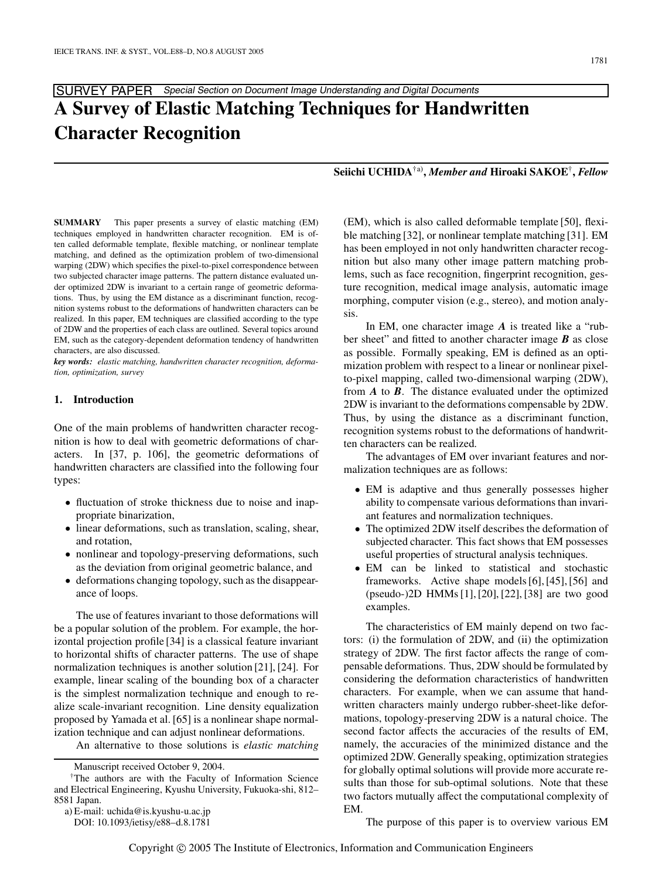SURVEY PAPER *Special Section on Document Image Understanding and Digital Documents*

# A Survey of Elastic Matching Techniques for Handwritten Character Recognition

**Seiichi UCHIDA**[†a)], ***Member and*** **Hiroaki SAKOE**[†], ***Fellow***

**SUMMARY** This paper presents a survey of elastic matching (EM) techniques employed in handwritten character recognition. EM is often called deformable template, flexible matching, or nonlinear template matching, and defined as the optimization problem of two-dimensional warping (2DW) which specifies the pixel-to-pixel correspondence between two subjected character image patterns. The pattern distance evaluated under optimized 2DW is invariant to a certain range of geometric deformations. Thus, by using the EM distance as a discriminant function, recognition systems robust to the deformations of handwritten characters can be realized. In this paper, EM techniques are classified according to the type of 2DW and the properties of each class are outlined. Several topics around EM, such as the category-dependent deformation tendency of handwritten characters, are also discussed.

***key words:*** *elastic matching, handwritten character recognition, deformation, optimization, survey*

## 1. Introduction

One of the main problems of handwritten character recognition is how to deal with geometric deformations of characters. In [37, p. 106], the geometric deformations of handwritten characters are classified into the following four types:

- fluctuation of stroke thickness due to noise and inappropriate binarization,
- linear deformations, such as translation, scaling, shear, and rotation,
- nonlinear and topology-preserving deformations, such as the deviation from original geometric balance, and
- deformations changing topology, such as the disappearance of loops.

The use of features invariant to those deformations will be a popular solution of the problem. For example, the horizontal projection profile [34] is a classical feature invariant to horizontal shifts of character patterns. The use of shape normalization techniques is another solution [21], [24]. For example, linear scaling of the bounding box of a character is the simplest normalization technique and enough to realize scale-invariant recognition. Line density equalization proposed by Yamada et al. [65] is a nonlinear shape normalization technique and can adjust nonlinear deformations.

An alternative to those solutions is *elastic matching* (EM), which is also called deformable template [50], flexible matching [32], or nonlinear template matching [31]. EM has been employed in not only handwritten character recognition but also many other image pattern matching problems, such as face recognition, fingerprint recognition, gesture recognition, medical image analysis, automatic image morphing, computer vision (e.g., stereo), and motion analysis.

In EM, one character image $\boldsymbol{A}$ is treated like a "rubber sheet" and fitted to another character image $\boldsymbol{B}$ as close as possible. Formally speaking, EM is defined as an optimization problem with respect to a linear or nonlinear pixel-to-pixel mapping, called two-dimensional warping (2DW), from $\boldsymbol{A}$ to $\boldsymbol{B}$. The distance evaluated under the optimized 2DW is invariant to the deformations compensable by 2DW. Thus, by using the distance as a discriminant function, recognition systems robust to the deformations of handwritten characters can be realized.

The advantages of EM over invariant features and normalization techniques are as follows:

- EM is adaptive and thus generally possesses higher ability to compensate various deformations than invariant features and normalization techniques.
- The optimized 2DW itself describes the deformation of subjected character. This fact shows that EM possesses useful properties of structural analysis techniques.
- EM can be linked to statistical and stochastic frameworks. Active shape models [6], [45], [56] and (pseudo-)2D HMMs [1], [20], [22], [38] are two good examples.

The characteristics of EM mainly depend on two factors: (i) the formulation of 2DW, and (ii) the optimization strategy of 2DW. The first factor affects the range of compensable deformations. Thus, 2DW should be formulated by considering the deformation characteristics of handwritten characters. For example, when we can assume that handwritten characters mainly undergo rubber-sheet-like deformations, topology-preserving 2DW is a natural choice. The second factor affects the accuracies of the results of EM, namely, the accuracies of the minimized distance and the optimized 2DW. Generally speaking, optimization strategies for globally optimal solutions will provide more accurate results than those for sub-optimal solutions. Note that these two factors mutually affect the computational complexity of EM.

The purpose of this paper is to overview various EM

---

Manuscript received October 9, 2004.

[†]The authors are with the Faculty of Information Science and Electrical Engineering, Kyushu University, Fukuoka-shi, 812–8581 Japan.

a) E-mail: uchida@is.kyushu-u.ac.jp

DOI: 10.1093/ietisy/e88–d.8.1781

Copyright © 2005 The Institute of Electronics, Information and Communication Engineers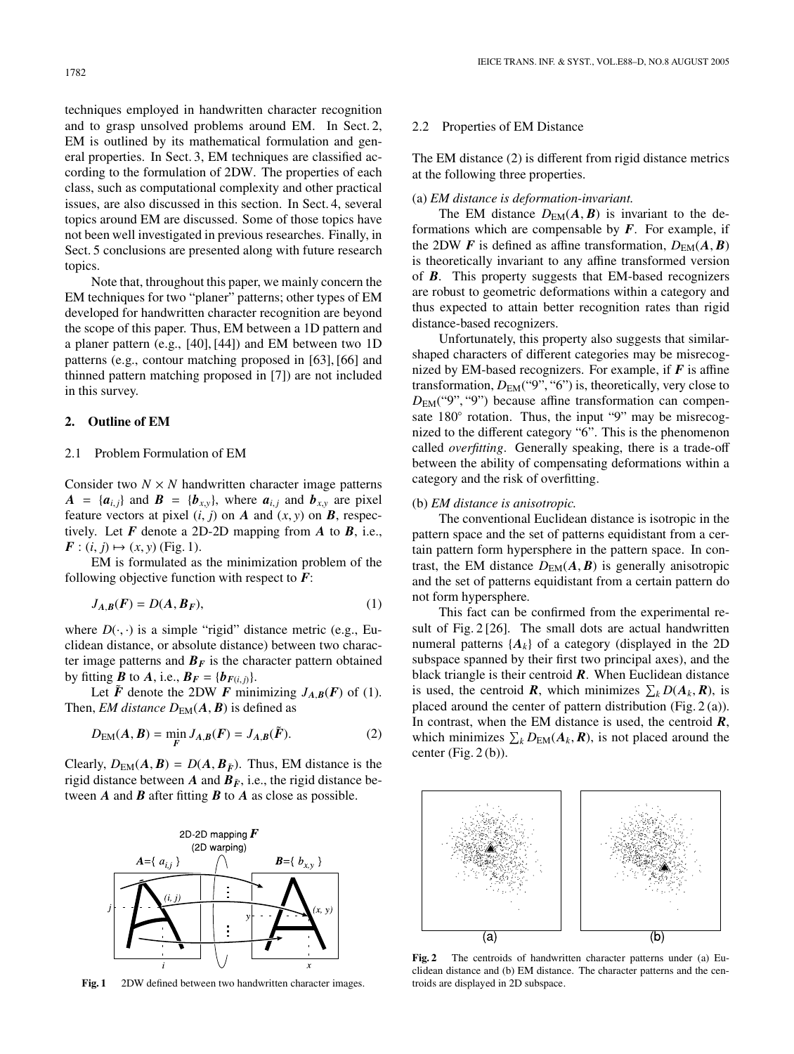techniques employed in handwritten character recognition and to grasp unsolved problems around EM. In Sect. 2, EM is outlined by its mathematical formulation and general properties. In Sect. 3, EM techniques are classified according to the formulation of 2DW. The properties of each class, such as computational complexity and other practical issues, are also discussed in this section. In Sect. 4, several topics around EM are discussed. Some of those topics have not been well investigated in previous researches. Finally, in Sect. 5 conclusions are presented along with future research topics.

Note that, throughout this paper, we mainly concern the EM techniques for two "planer" patterns; other types of EM developed for handwritten character recognition are beyond the scope of this paper. Thus, EM between a 1D pattern and a planer pattern (e.g., [40], [44]) and EM between two 1D patterns (e.g., contour matching proposed in [63], [66] and thinned pattern matching proposed in [7]) are not included in this survey.

## 2. Outline of EM

### 2.1 Problem Formulation of EM

Consider two $N \times N$ handwritten character image patterns $\boldsymbol{A} = \{\boldsymbol{a}_{i,j}\}$ and $\boldsymbol{B} = \{\boldsymbol{b}_{x,y}\}$, where $\boldsymbol{a}_{i,j}$ and $\boldsymbol{b}_{x,y}$ are pixel feature vectors at pixel $(i, j)$ on $\boldsymbol{A}$ and $(x, y)$ on $\boldsymbol{B}$, respectively. Let $\boldsymbol{F}$ denote a 2D-2D mapping from $\boldsymbol{A}$ to $\boldsymbol{B}$, i.e., $\boldsymbol{F} : (i, j) \mapsto (x, y)$ (Fig. 1).

EM is formulated as the minimization problem of the following objective function with respect to $\boldsymbol{F}$:

$$J_{\boldsymbol{A},\boldsymbol{B}}(\boldsymbol{F}) = D(\boldsymbol{A}, \boldsymbol{B}_{\boldsymbol{F}}), \quad (1)$$

where $D(\cdot, \cdot)$ is a simple "rigid" distance metric (e.g., Euclidean distance, or absolute distance) between two character image patterns and $\boldsymbol{B}_{\boldsymbol{F}}$ is the character pattern obtained by fitting $\boldsymbol{B}$ to $\boldsymbol{A}$, i.e., $\boldsymbol{B}_{\boldsymbol{F}} = \{\boldsymbol{b}_{\boldsymbol{F}(i,j)}\}$.

Let $\tilde{\boldsymbol{F}}$ denote the 2DW $\boldsymbol{F}$ minimizing $J_{\boldsymbol{A},\boldsymbol{B}}(\boldsymbol{F})$ of (1). Then, *EM distance* $D_{\mathrm{EM}}(\boldsymbol{A}, \boldsymbol{B})$ is defined as

$$D_{\mathrm{EM}}(\boldsymbol{A}, \boldsymbol{B}) = \min_{\boldsymbol{F}} J_{\boldsymbol{A},\boldsymbol{B}}(\boldsymbol{F}) = J_{\boldsymbol{A},\boldsymbol{B}}(\tilde{\boldsymbol{F}}). \quad (2)$$

Clearly, $D_{\mathrm{EM}}(\boldsymbol{A}, \boldsymbol{B}) = D(\boldsymbol{A}, \boldsymbol{B}_{\tilde{\boldsymbol{F}}})$. Thus, EM distance is the rigid distance between $\boldsymbol{A}$ and $\boldsymbol{B}_{\tilde{\boldsymbol{F}}}$, i.e., the rigid distance between $\boldsymbol{A}$ and $\boldsymbol{B}$ after fitting $\boldsymbol{B}$ to $\boldsymbol{A}$ as close as possible.

Fig. 1  2DW defined between two handwritten character images.

### 2.2 Properties of EM Distance

The EM distance (2) is different from rigid distance metrics at the following three properties.

(a) *EM distance is deformation-invariant.*

The EM distance $D_{\mathrm{EM}}(\boldsymbol{A}, \boldsymbol{B})$ is invariant to the deformations which are compensable by $\boldsymbol{F}$. For example, if the 2DW $\boldsymbol{F}$ is defined as affine transformation, $D_{\mathrm{EM}}(\boldsymbol{A}, \boldsymbol{B})$ is theoretically invariant to any affine transformed version of $\boldsymbol{B}$. This property suggests that EM-based recognizers are robust to geometric deformations within a category and thus expected to attain better recognition rates than rigid distance-based recognizers.

Unfortunately, this property also suggests that similar-shaped characters of different categories may be misrecognized by EM-based recognizers. For example, if $\boldsymbol{F}$ is affine transformation, $D_{\mathrm{EM}}$("9", "6") is, theoretically, very close to $D_{\mathrm{EM}}$("9", "9") because affine transformation can compensate 180° rotation. Thus, the input "9" may be misrecognized to the different category "6". This is the phenomenon called *overfitting*. Generally speaking, there is a trade-off between the ability of compensating deformations within a category and the risk of overfitting.

(b) *EM distance is anisotropic.*

The conventional Euclidean distance is isotropic in the pattern space and the set of patterns equidistant from a certain pattern form hypersphere in the pattern space. In contrast, the EM distance $D_{\mathrm{EM}}(\boldsymbol{A}, \boldsymbol{B})$ is generally anisotropic and the set of patterns equidistant from a certain pattern do not form hypersphere.

This fact can be confirmed from the experimental result of Fig. 2 [26]. The small dots are actual handwritten numeral patterns $\{\boldsymbol{A}_k\}$ of a category (displayed in the 2D subspace spanned by their first two principal axes), and the black triangle is their centroid $\boldsymbol{R}$. When Euclidean distance is used, the centroid $\boldsymbol{R}$, which minimizes $\sum_k D(\boldsymbol{A}_k, \boldsymbol{R})$, is placed around the center of pattern distribution (Fig. 2 (a)). In contrast, when the EM distance is used, the centroid $\boldsymbol{R}$, which minimizes $\sum_k D_{\mathrm{EM}}(\boldsymbol{A}_k, \boldsymbol{R})$, is not placed around the center (Fig. 2 (b)).

Fig. 2  The centroids of handwritten character patterns under (a) Euclidean distance and (b) EM distance. The character patterns and the centroids are displayed in 2D subspace.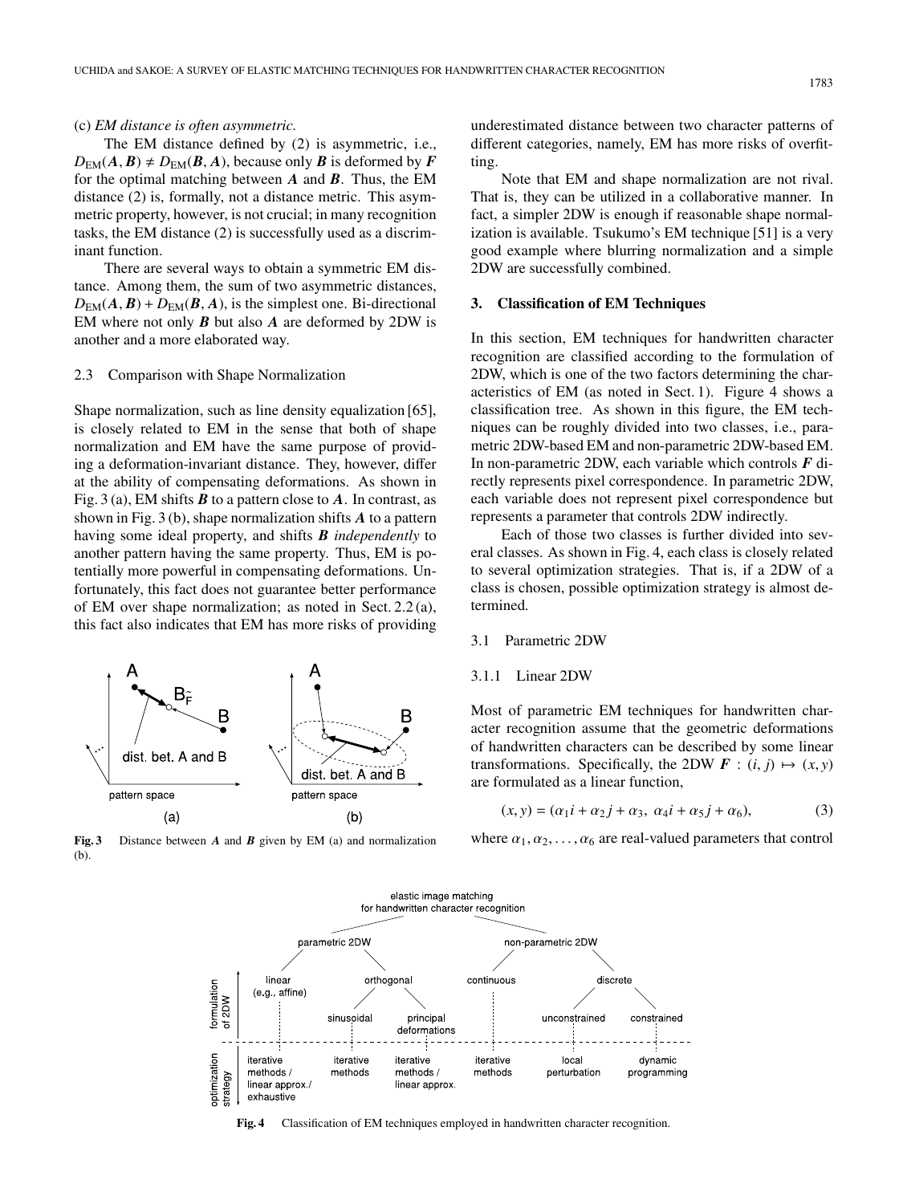(c) *EM distance is often asymmetric.*

The EM distance defined by (2) is asymmetric, i.e., $D_{\mathrm{EM}}(\boldsymbol{A}, \boldsymbol{B}) \neq D_{\mathrm{EM}}(\boldsymbol{B}, \boldsymbol{A})$, because only $\boldsymbol{B}$ is deformed by $\boldsymbol{F}$ for the optimal matching between $\boldsymbol{A}$ and $\boldsymbol{B}$. Thus, the EM distance (2) is, formally, not a distance metric. This asymmetric property, however, is not crucial; in many recognition tasks, the EM distance (2) is successfully used as a discriminant function.

There are several ways to obtain a symmetric EM distance. Among them, the sum of two asymmetric distances, $D_{\mathrm{EM}}(\boldsymbol{A}, \boldsymbol{B}) + D_{\mathrm{EM}}(\boldsymbol{B}, \boldsymbol{A})$, is the simplest one. Bi-directional EM where not only $\boldsymbol{B}$ but also $\boldsymbol{A}$ are deformed by 2DW is another and a more elaborated way.

### 2.3 Comparison with Shape Normalization

Shape normalization, such as line density equalization [65], is closely related to EM in the sense that both of shape normalization and EM have the same purpose of providing a deformation-invariant distance. They, however, differ at the ability of compensating deformations. As shown in Fig. 3 (a), EM shifts $\boldsymbol{B}$ to a pattern close to $\boldsymbol{A}$. In contrast, as shown in Fig. 3 (b), shape normalization shifts $\boldsymbol{A}$ to a pattern having some ideal property, and shifts $\boldsymbol{B}$ *independently* to another pattern having the same property. Thus, EM is potentially more powerful in compensating deformations. Unfortunately, this fact does not guarantee better performance of EM over shape normalization; as noted in Sect. 2.2 (a), this fact also indicates that EM has more risks of providing underestimated distance between two character patterns of different categories, namely, EM has more risks of overfitting.

**Fig. 3** Distance between $\boldsymbol{A}$ and $\boldsymbol{B}$ given by EM (a) and normalization (b).

Note that EM and shape normalization are not rival. That is, they can be utilized in a collaborative manner. In fact, a simpler 2DW is enough if reasonable shape normalization is available. Tsukumo's EM technique [51] is a very good example where blurring normalization and a simple 2DW are successfully combined.

## 3. Classification of EM Techniques

In this section, EM techniques for handwritten character recognition are classified according to the formulation of 2DW, which is one of the two factors determining the characteristics of EM (as noted in Sect. 1). Figure 4 shows a classification tree. As shown in this figure, the EM techniques can be roughly divided into two classes, i.e., parametric 2DW-based EM and non-parametric 2DW-based EM. In non-parametric 2DW, each variable which controls $\boldsymbol{F}$ directly represents pixel correspondence. In parametric 2DW, each variable does not represent pixel correspondence but represents a parameter that controls 2DW indirectly.

Each of those two classes is further divided into several classes. As shown in Fig. 4, each class is closely related to several optimization strategies. That is, if a 2DW of a class is chosen, possible optimization strategy is almost determined.

### 3.1 Parametric 2DW

#### 3.1.1 Linear 2DW

Most of parametric EM techniques for handwritten character recognition assume that the geometric deformations of handwritten characters can be described by some linear transformations. Specifically, the 2DW $\boldsymbol{F} : (i, j) \mapsto (x, y)$ are formulated as a linear function,

$$(x, y) = (\alpha_1 i + \alpha_2 j + \alpha_3,\ \alpha_4 i + \alpha_5 j + \alpha_6), \tag{3}$$

where $\alpha_1, \alpha_2, \ldots, \alpha_6$ are real-valued parameters that control

**Fig. 4** Classification of EM techniques employed in handwritten character recognition.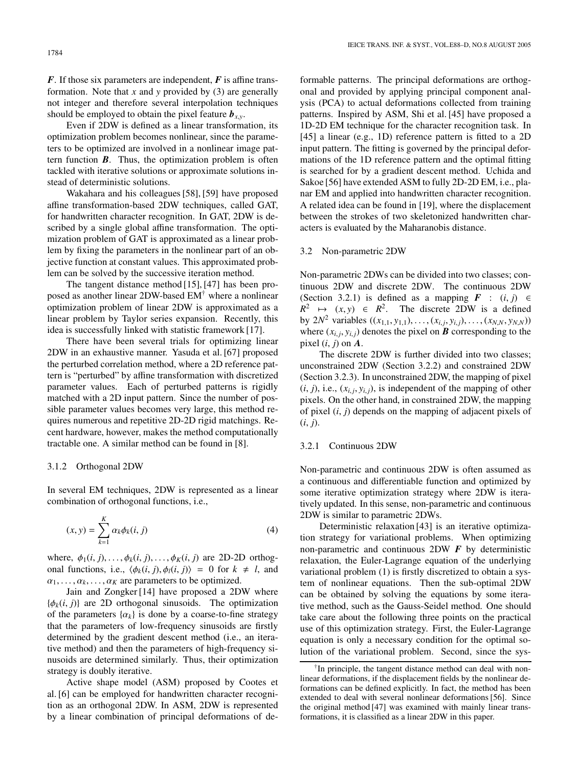$\boldsymbol{F}$. If those six parameters are independent, $\boldsymbol{F}$ is affine transformation. Note that $x$ and $y$ provided by (3) are generally not integer and therefore several interpolation techniques should be employed to obtain the pixel feature $\boldsymbol{b}_{x,y}$.

Even if 2DW is defined as a linear transformation, its optimization problem becomes nonlinear, since the parameters to be optimized are involved in a nonlinear image pattern function $\boldsymbol{B}$. Thus, the optimization problem is often tackled with iterative solutions or approximate solutions instead of deterministic solutions.

Wakahara and his colleagues [58], [59] have proposed affine transformation-based 2DW techniques, called GAT, for handwritten character recognition. In GAT, 2DW is described by a single global affine transformation. The optimization problem of GAT is approximated as a linear problem by fixing the parameters in the nonlinear part of an objective function at constant values. This approximated problem can be solved by the successive iteration method.

The tangent distance method [15], [47] has been proposed as another linear 2DW-based EM[†] where a nonlinear optimization problem of linear 2DW is approximated as a linear problem by Taylor series expansion. Recently, this idea is successfully linked with statistic framework [17].

There have been several trials for optimizing linear 2DW in an exhaustive manner. Yasuda et al. [67] proposed the perturbed correlation method, where a 2D reference pattern is "perturbed" by affine transformation with discretized parameter values. Each of perturbed patterns is rigidly matched with a 2D input pattern. Since the number of possible parameter values becomes very large, this method requires numerous and repetitive 2D-2D rigid matchings. Recent hardware, however, makes the method computationally tractable one. A similar method can be found in [8].

### 3.1.2 Orthogonal 2DW

In several EM techniques, 2DW is represented as a linear combination of orthogonal functions, i.e.,

$$(x, y) = \sum_{k=1}^{K} \alpha_k \phi_k(i, j) \tag{4}$$

where, $\phi_1(i, j), \ldots, \phi_k(i, j), \ldots, \phi_K(i, j)$ are 2D-2D orthogonal functions, i.e., $\langle \phi_k(i, j), \phi_l(i, j) \rangle = 0$ for $k \neq l$, and $\alpha_1, \ldots, \alpha_k, \ldots, \alpha_K$ are parameters to be optimized.

Jain and Zongker [14] have proposed a 2DW where $\{\phi_k(i, j)\}$ are 2D orthogonal sinusoids. The optimization of the parameters $\{\alpha_k\}$ is done by a coarse-to-fine strategy that the parameters of low-frequency sinusoids are firstly determined by the gradient descent method (i.e., an iterative method) and then the parameters of high-frequency sinusoids are determined similarly. Thus, their optimization strategy is doubly iterative.

Active shape model (ASM) proposed by Cootes et al. [6] can be employed for handwritten character recognition as an orthogonal 2DW. In ASM, 2DW is represented by a linear combination of principal deformations of deformable patterns. The principal deformations are orthogonal and provided by applying principal component analysis (PCA) to actual deformations collected from training patterns. Inspired by ASM, Shi et al. [45] have proposed a 1D-2D EM technique for the character recognition task. In [45] a linear (e.g., 1D) reference pattern is fitted to a 2D input pattern. The fitting is governed by the principal deformations of the 1D reference pattern and the optimal fitting is searched for by a gradient descent method. Uchida and Sakoe [56] have extended ASM to fully 2D-2D EM, i.e., planar EM and applied into handwritten character recognition. A related idea can be found in [19], where the displacement between the strokes of two skeletonized handwritten characters is evaluated by the Maharanobis distance.

## 3.2 Non-parametric 2DW

Non-parametric 2DWs can be divided into two classes; continuous 2DW and discrete 2DW. The continuous 2DW (Section 3.2.1) is defined as a mapping $\boldsymbol{F} : (i, j) \in R^2 \mapsto (x, y) \in R^2$. The discrete 2DW is a defined by $2N^2$ variables $((x_{1,1}, y_{1,1}), \ldots, (x_{i,j}, y_{i,j}), \ldots, (x_{N,N}, y_{N,N}))$ where $(x_{i,j}, y_{i,j})$ denotes the pixel on $\boldsymbol{B}$ corresponding to the pixel $(i, j)$ on $\boldsymbol{A}$.

The discrete 2DW is further divided into two classes; unconstrained 2DW (Section 3.2.2) and constrained 2DW (Section 3.2.3). In unconstrained 2DW, the mapping of pixel $(i, j)$, i.e., $(x_{i,j}, y_{i,j})$, is independent of the mapping of other pixels. On the other hand, in constrained 2DW, the mapping of pixel $(i, j)$ depends on the mapping of adjacent pixels of $(i, j)$.

### 3.2.1 Continuous 2DW

Non-parametric and continuous 2DW is often assumed as a continuous and differentiable function and optimized by some iterative optimization strategy where 2DW is iteratively updated. In this sense, non-parametric and continuous 2DW is similar to parametric 2DWs.

Deterministic relaxation [43] is an iterative optimization strategy for variational problems. When optimizing non-parametric and continuous 2DW $\boldsymbol{F}$ by deterministic relaxation, the Euler-Lagrange equation of the underlying variational problem (1) is firstly discretized to obtain a system of nonlinear equations. Then the sub-optimal 2DW can be obtained by solving the equations by some iterative method, such as the Gauss-Seidel method. One should take care about the following three points on the practical use of this optimization strategy. First, the Euler-Lagrange equation is only a necessary condition for the optimal solution of the variational problem. Second, since the sys-

[†]In principle, the tangent distance method can deal with nonlinear deformations, if the displacement fields by the nonlinear deformations can be defined explicitly. In fact, the method has been extended to deal with several nonlinear deformations [56]. Since the original method [47] was examined with mainly linear transformations, it is classified as a linear 2DW in this paper.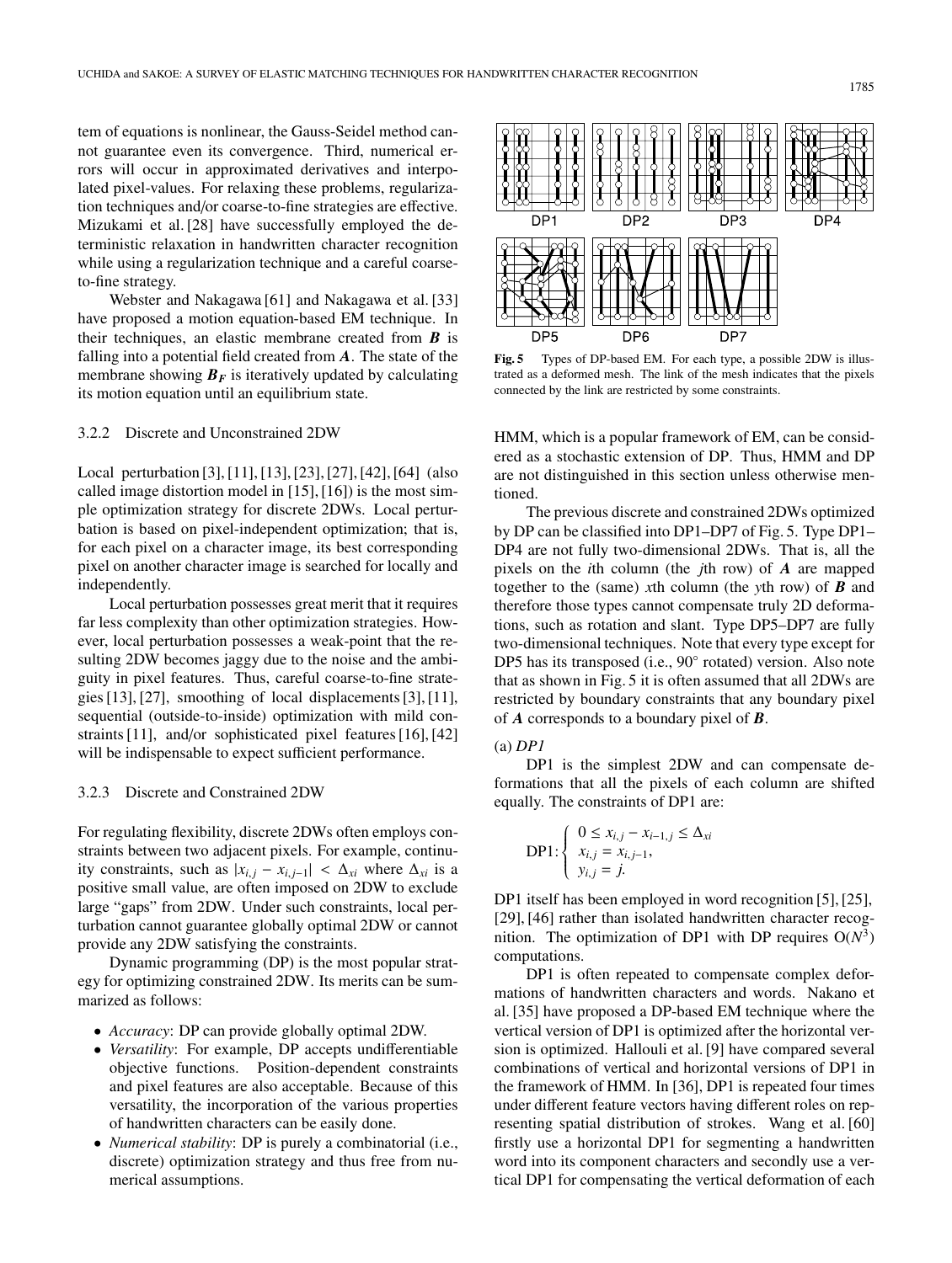tem of equations is nonlinear, the Gauss-Seidel method cannot guarantee even its convergence. Third, numerical errors will occur in approximated derivatives and interpolated pixel-values. For relaxing these problems, regularization techniques and/or coarse-to-fine strategies are effective. Mizukami et al. [28] have successfully employed the deterministic relaxation in handwritten character recognition while using a regularization technique and a careful coarse-to-fine strategy.

Webster and Nakagawa [61] and Nakagawa et al. [33] have proposed a motion equation-based EM technique. In their techniques, an elastic membrane created from $\boldsymbol{B}$ is falling into a potential field created from $\boldsymbol{A}$. The state of the membrane showing $\boldsymbol{B_F}$ is iteratively updated by calculating its motion equation until an equilibrium state.

### 3.2.2 Discrete and Unconstrained 2DW

Local perturbation [3], [11], [13], [23], [27], [42], [64] (also called image distortion model in [15], [16]) is the most simple optimization strategy for discrete 2DWs. Local perturbation is based on pixel-independent optimization; that is, for each pixel on a character image, its best corresponding pixel on another character image is searched for locally and independently.

Local perturbation possesses great merit that it requires far less complexity than other optimization strategies. However, local perturbation possesses a weak-point that the resulting 2DW becomes jaggy due to the noise and the ambiguity in pixel features. Thus, careful coarse-to-fine strategies [13], [27], smoothing of local displacements [3], [11], sequential (outside-to-inside) optimization with mild constraints [11], and/or sophisticated pixel features [16], [42] will be indispensable to expect sufficient performance.

### 3.2.3 Discrete and Constrained 2DW

For regulating flexibility, discrete 2DWs often employs constraints between two adjacent pixels. For example, continuity constraints, such as $|x_{i,j} - x_{i,j-1}| < \Delta_{xi}$ where $\Delta_{xi}$ is a positive small value, are often imposed on 2DW to exclude large "gaps" from 2DW. Under such constraints, local perturbation cannot guarantee globally optimal 2DW or cannot provide any 2DW satisfying the constraints.

Dynamic programming (DP) is the most popular strategy for optimizing constrained 2DW. Its merits can be summarized as follows:

- *Accuracy*: DP can provide globally optimal 2DW.
- *Versatility*: For example, DP accepts undifferentiable objective functions. Position-dependent constraints and pixel features are also acceptable. Because of this versatility, the incorporation of the various properties of handwritten characters can be easily done.
- *Numerical stability*: DP is purely a combinatorial (i.e., discrete) optimization strategy and thus free from numerical assumptions.

**Fig. 5** Types of DP-based EM. For each type, a possible 2DW is illustrated as a deformed mesh. The link of the mesh indicates that the pixels connected by the link are restricted by some constraints.

HMM, which is a popular framework of EM, can be considered as a stochastic extension of DP. Thus, HMM and DP are not distinguished in this section unless otherwise mentioned.

The previous discrete and constrained 2DWs optimized by DP can be classified into DP1–DP7 of Fig. 5. Type DP1–DP4 are not fully two-dimensional 2DWs. That is, all the pixels on the $i$th column (the $j$th row) of $\boldsymbol{A}$ are mapped together to the (same) $x$th column (the $y$th row) of $\boldsymbol{B}$ and therefore those types cannot compensate truly 2D deformations, such as rotation and slant. Type DP5–DP7 are fully two-dimensional techniques. Note that every type except for DP5 has its transposed (i.e., 90° rotated) version. Also note that as shown in Fig. 5 it is often assumed that all 2DWs are restricted by boundary constraints that any boundary pixel of $\boldsymbol{A}$ corresponds to a boundary pixel of $\boldsymbol{B}$.

(a) *DP1*

DP1 is the simplest 2DW and can compensate deformations that all the pixels of each column are shifted equally. The constraints of DP1 are:

$$\text{DP1:} \begin{cases} 0 \le x_{i,j} - x_{i-1,j} \le \Delta_{xi} \\ x_{i,j} = x_{i,j-1}, \\ y_{i,j} = j. \end{cases}$$

DP1 itself has been employed in word recognition [5], [25], [29], [46] rather than isolated handwritten character recognition. The optimization of DP1 with DP requires $O(N^3)$ computations.

DP1 is often repeated to compensate complex deformations of handwritten characters and words. Nakano et al. [35] have proposed a DP-based EM technique where the vertical version of DP1 is optimized after the horizontal version is optimized. Hallouli et al. [9] have compared several combinations of vertical and horizontal versions of DP1 in the framework of HMM. In [36], DP1 is repeated four times under different feature vectors having different roles on representing spatial distribution of strokes. Wang et al. [60] firstly use a horizontal DP1 for segmenting a handwritten word into its component characters and secondly use a vertical DP1 for compensating the vertical deformation of each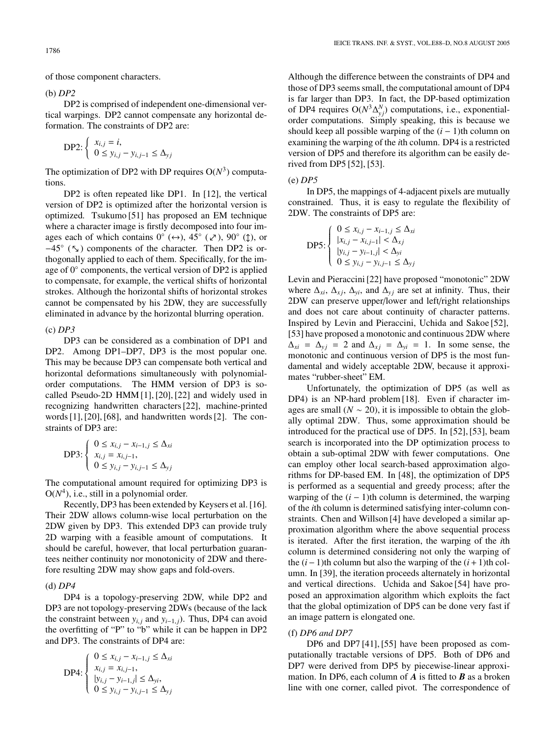of those component characters.

(b) *DP2*

DP2 is comprised of independent one-dimensional vertical warpings. DP2 cannot compensate any horizontal deformation. The constraints of DP2 are:

$$\text{DP2:} \begin{cases} x_{i,j} = i, \\ 0 \le y_{i,j} - y_{i,j-1} \le \Delta_{yj} \end{cases}$$

The optimization of DP2 with DP requires $O(N^3)$ computations.

DP2 is often repeated like DP1. In [12], the vertical version of DP2 is optimized after the horizontal version is optimized. Tsukumo [51] has proposed an EM technique where a character image is firstly decomposed into four images each of which contains 0° (↔), 45° (⤢), 90° (↕), or −45° (⤡) components of the character. Then DP2 is orthogonally applied to each of them. Specifically, for the image of 0° components, the vertical version of DP2 is applied to compensate, for example, the vertical shifts of horizontal strokes. Although the horizontal shifts of horizontal strokes cannot be compensated by his 2DW, they are successfully eliminated in advance by the horizontal blurring operation.

(c) *DP3*

DP3 can be considered as a combination of DP1 and DP2. Among DP1–DP7, DP3 is the most popular one. This may be because DP3 can compensate both vertical and horizontal deformations simultaneously with polynomial-order computations. The HMM version of DP3 is so-called Pseudo-2D HMM [1], [20], [22] and widely used in recognizing handwritten characters [22], machine-printed words [1], [20], [68], and handwritten words [2]. The constraints of DP3 are:

$$\text{DP3:} \begin{cases} 0 \le x_{i,j} - x_{i-1,j} \le \Delta_{xi} \\ x_{i,j} = x_{i,j-1}, \\ 0 \le y_{i,j} - y_{i,j-1} \le \Delta_{yj} \end{cases}$$

The computational amount required for optimizing DP3 is $O(N^4)$, i.e., still in a polynomial order.

Recently, DP3 has been extended by Keysers et al. [16]. Their 2DW allows column-wise local perturbation on the 2DW given by DP3. This extended DP3 can provide truly 2D warping with a feasible amount of computations. It should be careful, however, that local perturbation guarantees neither continuity nor monotonicity of 2DW and therefore resulting 2DW may show gaps and fold-overs.

(d) *DP4*

DP4 is a topology-preserving 2DW, while DP2 and DP3 are not topology-preserving 2DWs (because of the lack the constraint between $y_{i,j}$ and $y_{i-1,j}$). Thus, DP4 can avoid the overfitting of "P" to "b" while it can be happen in DP2 and DP3. The constraints of DP4 are:

$$\text{DP4:} \begin{cases} 0 \le x_{i,j} - x_{i-1,j} \le \Delta_{xi} \\ x_{i,j} = x_{i,j-1}, \\ |y_{i,j} - y_{i-1,j}| \le \Delta_{yi}, \\ 0 \le y_{i,j} - y_{i,j-1} \le \Delta_{yj} \end{cases}$$

Although the difference between the constraints of DP4 and those of DP3 seems small, the computational amount of DP4 is far larger than DP3. In fact, the DP-based optimization of DP4 requires $O(N^3 \Delta_{yj}^N)$ computations, i.e., exponential-order computations. Simply speaking, this is because we should keep all possible warping of the $(i-1)$th column on examining the warping of the $i$th column. DP4 is a restricted version of DP5 and therefore its algorithm can be easily derived from DP5 [52], [53].

(e) *DP5*

In DP5, the mappings of 4-adjacent pixels are mutually constrained. Thus, it is easy to regulate the flexibility of 2DW. The constraints of DP5 are:

$$\text{DP5:} \begin{cases} 0 \le x_{i,j} - x_{i-1,j} \le \Delta_{xi} \\ |x_{i,j} - x_{i,j-1}| < \Delta_{xj} \\ |y_{i,j} - y_{i-1,j}| < \Delta_{yi} \\ 0 \le y_{i,j} - y_{i,j-1} \le \Delta_{yj} \end{cases}$$

Levin and Pieraccini [22] have proposed "monotonic" 2DW where $\Delta_{xi}$, $\Delta_{xj}$, $\Delta_{yi}$, and $\Delta_{yj}$ are set at infinity. Thus, their 2DW can preserve upper/lower and left/right relationships and does not care about continuity of character patterns. Inspired by Levin and Pieraccini, Uchida and Sakoe [52], [53] have proposed a monotonic and continuous 2DW where $\Delta_{xi} = \Delta_{yj} = 2$ and $\Delta_{xj} = \Delta_{yi} = 1$. In some sense, the monotonic and continuous version of DP5 is the most fundamental and widely acceptable 2DW, because it approximates "rubber-sheet" EM.

Unfortunately, the optimization of DP5 (as well as DP4) is an NP-hard problem [18]. Even if character images are small ($N \sim 20$), it is impossible to obtain the globally optimal 2DW. Thus, some approximation should be introduced for the practical use of DP5. In [52], [53], beam search is incorporated into the DP optimization process to obtain a sub-optimal 2DW with fewer computations. One can employ other local search-based approximation algorithms for DP-based EM. In [48], the optimization of DP5 is performed as a sequential and greedy process; after the warping of the $(i-1)$th column is determined, the warping of the $i$th column is determined satisfying inter-column constraints. Chen and Willson [4] have developed a similar approximation algorithm where the above sequential process is iterated. After the first iteration, the warping of the $i$th column is determined considering not only the warping of the $(i-1)$th column but also the warping of the $(i+1)$th column. In [39], the iteration proceeds alternately in horizontal and vertical directions. Uchida and Sakoe [54] have proposed an approximation algorithm which exploits the fact that the global optimization of DP5 can be done very fast if an image pattern is elongated one.

(f) *DP6 and DP7*

DP6 and DP7 [41], [55] have been proposed as computationally tractable versions of DP5. Both of DP6 and DP7 were derived from DP5 by piecewise-linear approximation. In DP6, each column of $\boldsymbol{A}$ is fitted to $\boldsymbol{B}$ as a broken line with one corner, called pivot. The correspondence of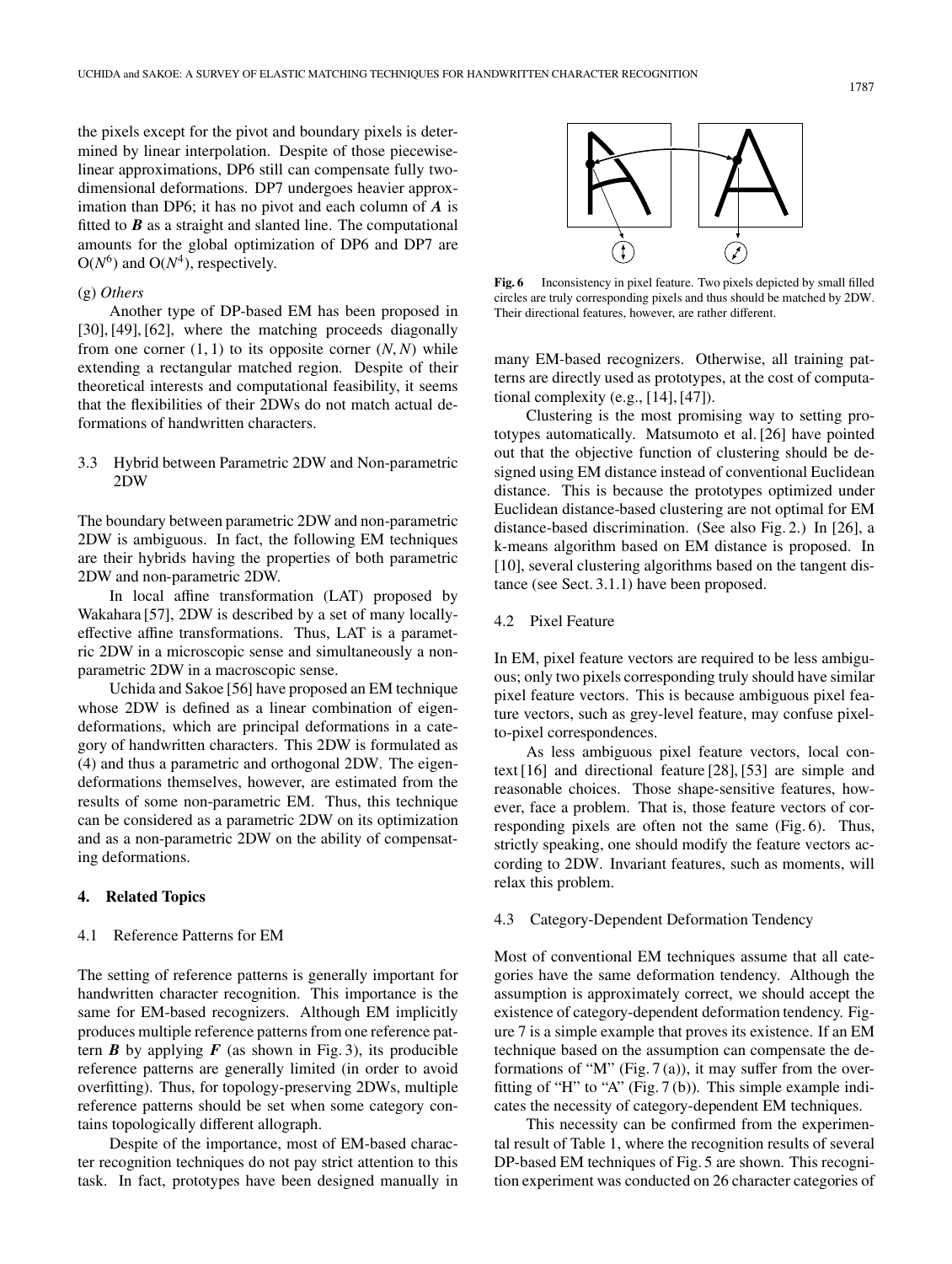the pixels except for the pivot and boundary pixels is determined by linear interpolation. Despite of those piecewise-linear approximations, DP6 still can compensate fully two-dimensional deformations. DP7 undergoes heavier approximation than DP6; it has no pivot and each column of $\boldsymbol{A}$ is fitted to $\boldsymbol{B}$ as a straight and slanted line. The computational amounts for the global optimization of DP6 and DP7 are $O(N^6)$ and $O(N^4)$, respectively.

(g) *Others*

Another type of DP-based EM has been proposed in [30], [49], [62], where the matching proceeds diagonally from one corner $(1, 1)$ to its opposite corner $(N, N)$ while extending a rectangular matched region. Despite of their theoretical interests and computational feasibility, it seems that the flexibilities of their 2DWs do not match actual deformations of handwritten characters.

### 3.3 Hybrid between Parametric 2DW and Non-parametric 2DW

The boundary between parametric 2DW and non-parametric 2DW is ambiguous. In fact, the following EM techniques are their hybrids having the properties of both parametric 2DW and non-parametric 2DW.

In local affine transformation (LAT) proposed by Wakahara [57], 2DW is described by a set of many locally-effective affine transformations. Thus, LAT is a parametric 2DW in a microscopic sense and simultaneously a non-parametric 2DW in a macroscopic sense.

Uchida and Sakoe [56] have proposed an EM technique whose 2DW is defined as a linear combination of eigen-deformations, which are principal deformations in a category of handwritten characters. This 2DW is formulated as (4) and thus a parametric and orthogonal 2DW. The eigen-deformations themselves, however, are estimated from the results of some non-parametric EM. Thus, this technique can be considered as a parametric 2DW on its optimization and as a non-parametric 2DW on the ability of compensating deformations.

## 4. Related Topics

### 4.1 Reference Patterns for EM

The setting of reference patterns is generally important for handwritten character recognition. This importance is the same for EM-based recognizers. Although EM implicitly produces multiple reference patterns from one reference pattern $\boldsymbol{B}$ by applying $\boldsymbol{F}$ (as shown in Fig. 3), its producible reference patterns are generally limited (in order to avoid overfitting). Thus, for topology-preserving 2DWs, multiple reference patterns should be set when some category contains topologically different allograph.

Despite of the importance, most of EM-based character recognition techniques do not pay strict attention to this task. In fact, prototypes have been designed manually in many EM-based recognizers. Otherwise, all training patterns are directly used as prototypes, at the cost of computational complexity (e.g., [14], [47]).

Clustering is the most promising way to setting prototypes automatically. Matsumoto et al. [26] have pointed out that the objective function of clustering should be designed using EM distance instead of conventional Euclidean distance. This is because the prototypes optimized under Euclidean distance-based clustering are not optimal for EM distance-based discrimination. (See also Fig. 2.) In [26], a k-means algorithm based on EM distance is proposed. In [10], several clustering algorithms based on the tangent distance (see Sect. 3.1.1) have been proposed.

**Fig. 6** Inconsistency in pixel feature. Two pixels depicted by small filled circles are truly corresponding pixels and thus should be matched by 2DW. Their directional features, however, are rather different.

### 4.2 Pixel Feature

In EM, pixel feature vectors are required to be less ambiguous; only two pixels corresponding truly should have similar pixel feature vectors. This is because ambiguous pixel feature vectors, such as grey-level feature, may confuse pixel-to-pixel correspondences.

As less ambiguous pixel feature vectors, local context [16] and directional feature [28], [53] are simple and reasonable choices. Those shape-sensitive features, however, face a problem. That is, those feature vectors of corresponding pixels are often not the same (Fig. 6). Thus, strictly speaking, one should modify the feature vectors according to 2DW. Invariant features, such as moments, will relax this problem.

### 4.3 Category-Dependent Deformation Tendency

Most of conventional EM techniques assume that all categories have the same deformation tendency. Although the assumption is approximately correct, we should accept the existence of category-dependent deformation tendency. Figure 7 is a simple example that proves its existence. If an EM technique based on the assumption can compensate the deformations of "M" (Fig. 7 (a)), it may suffer from the overfitting of "H" to "A" (Fig. 7 (b)). This simple example indicates the necessity of category-dependent EM techniques.

This necessity can be confirmed from the experimental result of Table 1, where the recognition results of several DP-based EM techniques of Fig. 5 are shown. This recognition experiment was conducted on 26 character categories of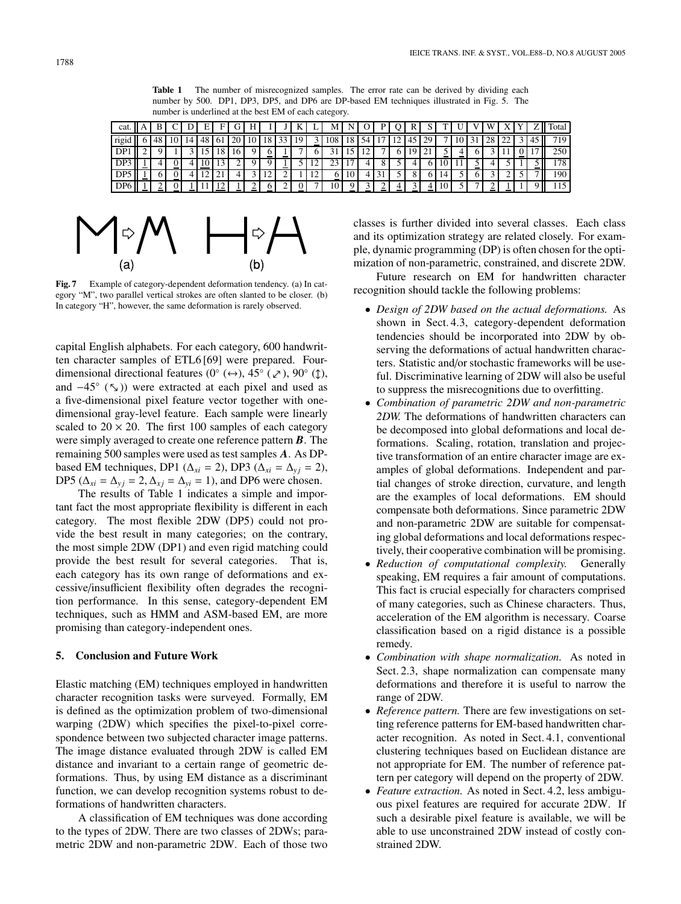**Table 1** The number of misrecognized samples. The error rate can be derived by dividing each number by 500. DP1, DP3, DP5, and DP6 are DP-based EM techniques illustrated in Fig. 5. The number is underlined at the best EM of each category.

| cat. | A | B | C | D | E | F | G | H | I | J | K | L | M | N | O | P | Q | R | S | T | U | V | W | X | Y | Z | Total |
|---|---|---|---|---|---|---|---|---|---|---|---|---|---|---|---|---|---|---|---|---|---|---|---|---|---|---|---|
| rigid | 6 | 48 | 10 | 14 | 48 | 61 | 20 | 10 | 18 | 33 | 19 | 3 | 108 | 18 | 54 | 17 | 12 | 45 | 29 | 7 | 10 | 31 | 28 | 22 | 3 | 45 | 719 |
| DP1 | 2 | 9 | 1 | 3 | 15 | 18 | 16 | 9 | 6 | 1 | 7 | 6 | 31 | 15 | 12 | 7 | 6 | 19 | 21 | 5 | 4 | 6 | 3 | 11 | 0 | 17 | 250 |
| DP3 | 1 | 4 | 0 | 4 | 10 | 13 | 2 | 9 | 9 | 1 | 5 | 12 | 23 | 17 | 4 | 8 | 5 | 4 | 6 | 10 | 11 | 5 | 4 | 5 | 1 | 5 | 178 |
| DP5 | 1 | 6 | 0 | 4 | 12 | 21 | 4 | 3 | 12 | 2 | 1 | 12 | 6 | 10 | 4 | 31 | 5 | 8 | 6 | 14 | 5 | 6 | 3 | 2 | 5 | 7 | 190 |
| DP6 | 1 | 2 | 0 | 1 | 11 | 12 | 1 | 2 | 6 | 2 | 0 | 7 | 10 | 9 | 3 | 2 | 4 | 3 | 4 | 10 | 5 | 7 | 2 | 1 | 1 | 9 | 115 |

**Fig. 7** Example of category-dependent deformation tendency. (a) In category "M", two parallel vertical strokes are often slanted to be closer. (b) In category "H", however, the same deformation is rarely observed.

capital English alphabets. For each category, 600 handwritten character samples of ETL6 [69] were prepared. Four-dimensional directional features (0° (↔), 45° (⤢), 90° (↕), and −45° (⤡)) were extracted at each pixel and used as a five-dimensional pixel feature vector together with one-dimensional gray-level feature. Each sample were linearly scaled to $20 \times 20$. The first 100 samples of each category were simply averaged to create one reference pattern $\boldsymbol{B}$. The remaining 500 samples were used as test samples $\boldsymbol{A}$. As DP-based EM techniques, DP1 ($\Delta_{xi} = 2$), DP3 ($\Delta_{xi} = \Delta_{yj} = 2$), DP5 ($\Delta_{xi} = \Delta_{yj} = 2, \Delta_{xj} = \Delta_{yi} = 1$), and DP6 were chosen.

The results of Table 1 indicates a simple and important fact the most appropriate flexibility is different in each category. The most flexible 2DW (DP5) could not provide the best result in many categories; on the contrary, the most simple 2DW (DP1) and even rigid matching could provide the best result for several categories. That is, each category has its own range of deformations and excessive/insufficient flexibility often degrades the recognition performance. In this sense, category-dependent EM techniques, such as HMM and ASM-based EM, are more promising than category-independent ones.

## 5. Conclusion and Future Work

Elastic matching (EM) techniques employed in handwritten character recognition tasks were surveyed. Formally, EM is defined as the optimization problem of two-dimensional warping (2DW) which specifies the pixel-to-pixel correspondence between two subjected character image patterns. The image distance evaluated through 2DW is called EM distance and invariant to a certain range of geometric deformations. Thus, by using EM distance as a discriminant function, we can develop recognition systems robust to deformations of handwritten characters.

A classification of EM techniques was done according to the types of 2DW. There are two classes of 2DWs; parametric 2DW and non-parametric 2DW. Each of those two classes is further divided into several classes. Each class and its optimization strategy are related closely. For example, dynamic programming (DP) is often chosen for the optimization of non-parametric, constrained, and discrete 2DW.

Future research on EM for handwritten character recognition should tackle the following problems:

- *Design of 2DW based on the actual deformations.* As shown in Sect. 4.3, category-dependent deformation tendencies should be incorporated into 2DW by observing the deformations of actual handwritten characters. Statistic and/or stochastic frameworks will be useful. Discriminative learning of 2DW will also be useful to suppress the misrecognitions due to overfitting.
- *Combination of parametric 2DW and non-parametric 2DW.* The deformations of handwritten characters can be decomposed into global deformations and local deformations. Scaling, rotation, translation and projective transformation of an entire character image are examples of global deformations. Independent and partial changes of stroke direction, curvature, and length are the examples of local deformations. EM should compensate both deformations. Since parametric 2DW and non-parametric 2DW are suitable for compensating global deformations and local deformations respectively, their cooperative combination will be promising.
- *Reduction of computational complexity.* Generally speaking, EM requires a fair amount of computations. This fact is crucial especially for characters comprised of many categories, such as Chinese characters. Thus, acceleration of the EM algorithm is necessary. Coarse classification based on a rigid distance is a possible remedy.
- *Combination with shape normalization.* As noted in Sect. 2.3, shape normalization can compensate many deformations and therefore it is useful to narrow the range of 2DW.
- *Reference pattern.* There are few investigations on setting reference patterns for EM-based handwritten character recognition. As noted in Sect. 4.1, conventional clustering techniques based on Euclidean distance are not appropriate for EM. The number of reference pattern per category will depend on the property of 2DW.
- *Feature extraction.* As noted in Sect. 4.2, less ambiguous pixel features are required for accurate 2DW. If such a desirable pixel feature is available, we will be able to use unconstrained 2DW instead of costly constrained 2DW.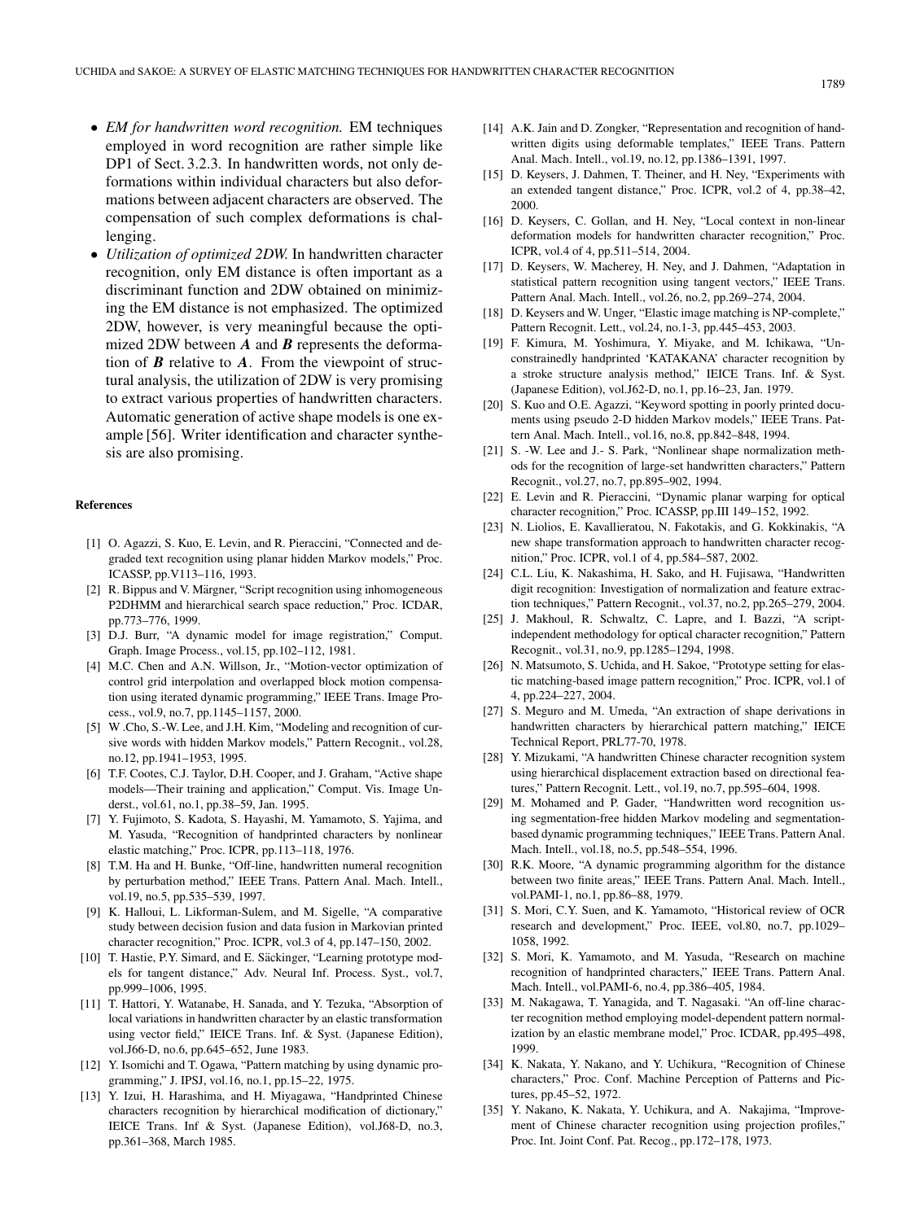- *EM for handwritten word recognition.* EM techniques employed in word recognition are rather simple like DP1 of Sect. 3.2.3. In handwritten words, not only deformations within individual characters but also deformations between adjacent characters are observed. The compensation of such complex deformations is challenging.
- *Utilization of optimized 2DW.* In handwritten character recognition, only EM distance is often important as a discriminant function and 2DW obtained on minimizing the EM distance is not emphasized. The optimized 2DW, however, is very meaningful because the optimized 2DW between $\boldsymbol{A}$ and $\boldsymbol{B}$ represents the deformation of $\boldsymbol{B}$ relative to $\boldsymbol{A}$. From the viewpoint of structural analysis, the utilization of 2DW is very promising to extract various properties of handwritten characters. Automatic generation of active shape models is one example [56]. Writer identification and character synthesis are also promising.

### References

[1] O. Agazzi, S. Kuo, E. Levin, and R. Pieraccini, "Connected and degraded text recognition using planar hidden Markov models," Proc. ICASSP, pp.V113–116, 1993.

[2] R. Bippus and V. Märgner, "Script recognition using inhomogeneous P2DHMM and hierarchical search space reduction," Proc. ICDAR, pp.773–776, 1999.

[3] D.J. Burr, "A dynamic model for image registration," Comput. Graph. Image Process., vol.15, pp.102–112, 1981.

[4] M.C. Chen and A.N. Willson, Jr., "Motion-vector optimization of control grid interpolation and overlapped block motion compensation using iterated dynamic programming," IEEE Trans. Image Process., vol.9, no.7, pp.1145–1157, 2000.

[5] W .Cho, S.-W. Lee, and J.H. Kim, "Modeling and recognition of cursive words with hidden Markov models," Pattern Recognit., vol.28, no.12, pp.1941–1953, 1995.

[6] T.F. Cootes, C.J. Taylor, D.H. Cooper, and J. Graham, "Active shape models—Their training and application," Comput. Vis. Image Underst., vol.61, no.1, pp.38–59, Jan. 1995.

[7] Y. Fujimoto, S. Kadota, S. Hayashi, M. Yamamoto, S. Yajima, and M. Yasuda, "Recognition of handprinted characters by nonlinear elastic matching," Proc. ICPR, pp.113–118, 1976.

[8] T.M. Ha and H. Bunke, "Off-line, handwritten numeral recognition by perturbation method," IEEE Trans. Pattern Anal. Mach. Intell., vol.19, no.5, pp.535–539, 1997.

[9] K. Halloui, L. Likforman-Sulem, and M. Sigelle, "A comparative study between decision fusion and data fusion in Markovian printed character recognition," Proc. ICPR, vol.3 of 4, pp.147–150, 2002.

[10] T. Hastie, P.Y. Simard, and E. Säckinger, "Learning prototype models for tangent distance," Adv. Neural Inf. Process. Syst., vol.7, pp.999–1006, 1995.

[11] T. Hattori, Y. Watanabe, H. Sanada, and Y. Tezuka, "Absorption of local variations in handwritten character by an elastic transformation using vector field," IEICE Trans. Inf. & Syst. (Japanese Edition), vol.J66-D, no.6, pp.645–652, June 1983.

[12] Y. Isomichi and T. Ogawa, "Pattern matching by using dynamic programming," J. IPSJ, vol.16, no.1, pp.15–22, 1975.

[13] Y. Izui, H. Harashima, and H. Miyagawa, "Handprinted Chinese characters recognition by hierarchical modification of dictionary," IEICE Trans. Inf & Syst. (Japanese Edition), vol.J68-D, no.3, pp.361–368, March 1985.

[14] A.K. Jain and D. Zongker, "Representation and recognition of handwritten digits using deformable templates," IEEE Trans. Pattern Anal. Mach. Intell., vol.19, no.12, pp.1386–1391, 1997.

[15] D. Keysers, J. Dahmen, T. Theiner, and H. Ney, "Experiments with an extended tangent distance," Proc. ICPR, vol.2 of 4, pp.38–42, 2000.

[16] D. Keysers, C. Gollan, and H. Ney, "Local context in non-linear deformation models for handwritten character recognition," Proc. ICPR, vol.4 of 4, pp.511–514, 2004.

[17] D. Keysers, W. Macherey, H. Ney, and J. Dahmen, "Adaptation in statistical pattern recognition using tangent vectors," IEEE Trans. Pattern Anal. Mach. Intell., vol.26, no.2, pp.269–274, 2004.

[18] D. Keysers and W. Unger, "Elastic image matching is NP-complete," Pattern Recognit. Lett., vol.24, no.1-3, pp.445–453, 2003.

[19] F. Kimura, M. Yoshimura, Y. Miyake, and M. Ichikawa, "Unconstrainedly handprinted 'KATAKANA' character recognition by a stroke structure analysis method," IEICE Trans. Inf. & Syst. (Japanese Edition), vol.J62-D, no.1, pp.16–23, Jan. 1979.

[20] S. Kuo and O.E. Agazzi, "Keyword spotting in poorly printed documents using pseudo 2-D hidden Markov models," IEEE Trans. Pattern Anal. Mach. Intell., vol.16, no.8, pp.842–848, 1994.

[21] S. -W. Lee and J.- S. Park, "Nonlinear shape normalization methods for the recognition of large-set handwritten characters," Pattern Recognit., vol.27, no.7, pp.895–902, 1994.

[22] E. Levin and R. Pieraccini, "Dynamic planar warping for optical character recognition," Proc. ICASSP, pp.III 149–152, 1992.

[23] N. Liolios, E. Kavallieratou, N. Fakotakis, and G. Kokkinakis, "A new shape transformation approach to handwritten character recognition," Proc. ICPR, vol.1 of 4, pp.584–587, 2002.

[24] C.L. Liu, K. Nakashima, H. Sako, and H. Fujisawa, "Handwritten digit recognition: Investigation of normalization and feature extraction techniques," Pattern Recognit., vol.37, no.2, pp.265–279, 2004.

[25] J. Makhoul, R. Schwaltz, C. Lapre, and I. Bazzi, "A script-independent methodology for optical character recognition," Pattern Recognit., vol.31, no.9, pp.1285–1294, 1998.

[26] N. Matsumoto, S. Uchida, and H. Sakoe, "Prototype setting for elastic matching-based image pattern recognition," Proc. ICPR, vol.1 of 4, pp.224–227, 2004.

[27] S. Meguro and M. Umeda, "An extraction of shape derivations in handwritten characters by hierarchical pattern matching," IEICE Technical Report, PRL77-70, 1978.

[28] Y. Mizukami, "A handwritten Chinese character recognition system using hierarchical displacement extraction based on directional features," Pattern Recognit. Lett., vol.19, no.7, pp.595–604, 1998.

[29] M. Mohamed and P. Gader, "Handwritten word recognition using segmentation-free hidden Markov modeling and segmentation-based dynamic programming techniques," IEEE Trans. Pattern Anal. Mach. Intell., vol.18, no.5, pp.548–554, 1996.

[30] R.K. Moore, "A dynamic programming algorithm for the distance between two finite areas," IEEE Trans. Pattern Anal. Mach. Intell., vol.PAMI-1, no.1, pp.86–88, 1979.

[31] S. Mori, C.Y. Suen, and K. Yamamoto, "Historical review of OCR research and development," Proc. IEEE, vol.80, no.7, pp.1029–1058, 1992.

[32] S. Mori, K. Yamamoto, and M. Yasuda, "Research on machine recognition of handprinted characters," IEEE Trans. Pattern Anal. Mach. Intell., vol.PAMI-6, no.4, pp.386–405, 1984.

[33] M. Nakagawa, T. Yanagida, and T. Nagasaki. "An off-line character recognition method employing model-dependent pattern normalization by an elastic membrane model," Proc. ICDAR, pp.495–498, 1999.

[34] K. Nakata, Y. Nakano, and Y. Uchikura, "Recognition of Chinese characters," Proc. Conf. Machine Perception of Patterns and Pictures, pp.45–52, 1972.

[35] Y. Nakano, K. Nakata, Y. Uchikura, and A. Nakajima, "Improvement of Chinese character recognition using projection profiles," Proc. Int. Joint Conf. Pat. Recog., pp.172–178, 1973.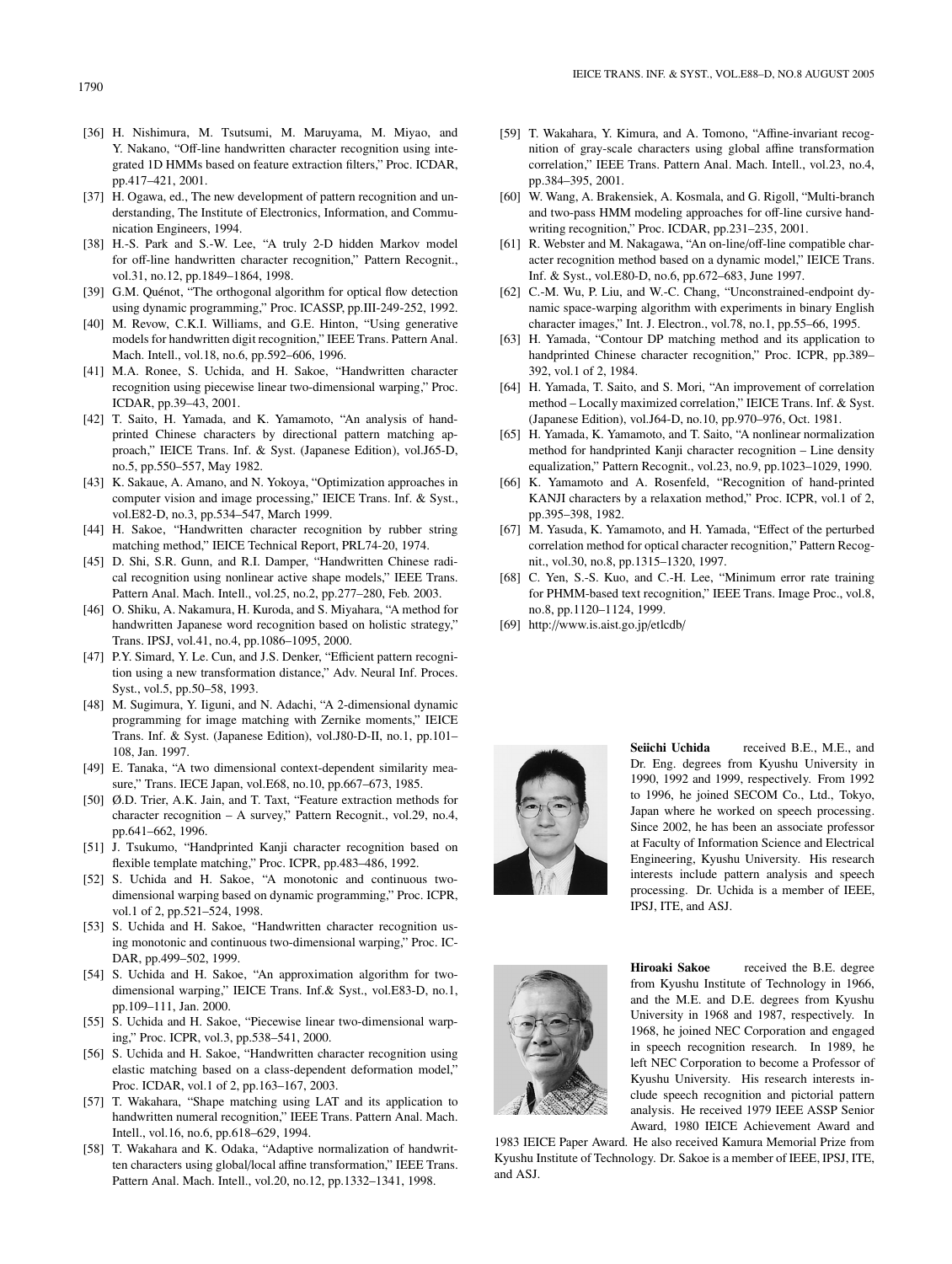[36] H. Nishimura, M. Tsutsumi, M. Maruyama, M. Miyao, and Y. Nakano, "Off-line handwritten character recognition using integrated 1D HMMs based on feature extraction filters," Proc. ICDAR, pp.417–421, 2001.

[37] H. Ogawa, ed., The new development of pattern recognition and understanding, The Institute of Electronics, Information, and Communication Engineers, 1994.

[38] H.-S. Park and S.-W. Lee, "A truly 2-D hidden Markov model for off-line handwritten character recognition," Pattern Recognit., vol.31, no.12, pp.1849–1864, 1998.

[39] G.M. Quénot, "The orthogonal algorithm for optical flow detection using dynamic programming," Proc. ICASSP, pp.III-249-252, 1992.

[40] M. Revow, C.K.I. Williams, and G.E. Hinton, "Using generative models for handwritten digit recognition," IEEE Trans. Pattern Anal. Mach. Intell., vol.18, no.6, pp.592–606, 1996.

[41] M.A. Ronee, S. Uchida, and H. Sakoe, "Handwritten character recognition using piecewise linear two-dimensional warping," Proc. ICDAR, pp.39–43, 2001.

[42] T. Saito, H. Yamada, and K. Yamamoto, "An analysis of handprinted Chinese characters by directional pattern matching approach," IEICE Trans. Inf. & Syst. (Japanese Edition), vol.J65-D, no.5, pp.550–557, May 1982.

[43] K. Sakaue, A. Amano, and N. Yokoya, "Optimization approaches in computer vision and image processing," IEICE Trans. Inf. & Syst., vol.E82-D, no.3, pp.534–547, March 1999.

[44] H. Sakoe, "Handwritten character recognition by rubber string matching method," IEICE Technical Report, PRL74-20, 1974.

[45] D. Shi, S.R. Gunn, and R.I. Damper, "Handwritten Chinese radical recognition using nonlinear active shape models," IEEE Trans. Pattern Anal. Mach. Intell., vol.25, no.2, pp.277–280, Feb. 2003.

[46] O. Shiku, A. Nakamura, H. Kuroda, and S. Miyahara, "A method for handwritten Japanese word recognition based on holistic strategy," Trans. IPSJ, vol.41, no.4, pp.1086–1095, 2000.

[47] P.Y. Simard, Y. Le. Cun, and J.S. Denker, "Efficient pattern recognition using a new transformation distance," Adv. Neural Inf. Proces. Syst., vol.5, pp.50–58, 1993.

[48] M. Sugimura, Y. Iiguni, and N. Adachi, "A 2-dimensional dynamic programming for image matching with Zernike moments," IEICE Trans. Inf. & Syst. (Japanese Edition), vol.J80-D-II, no.1, pp.101–108, Jan. 1997.

[49] E. Tanaka, "A two dimensional context-dependent similarity measure," Trans. IECE Japan, vol.E68, no.10, pp.667–673, 1985.

[50] Ø.D. Trier, A.K. Jain, and T. Taxt, "Feature extraction methods for character recognition – A survey," Pattern Recognit., vol.29, no.4, pp.641–662, 1996.

[51] J. Tsukumo, "Handprinted Kanji character recognition based on flexible template matching," Proc. ICPR, pp.483–486, 1992.

[52] S. Uchida and H. Sakoe, "A monotonic and continuous two-dimensional warping based on dynamic programming," Proc. ICPR, vol.1 of 2, pp.521–524, 1998.

[53] S. Uchida and H. Sakoe, "Handwritten character recognition using monotonic and continuous two-dimensional warping," Proc. ICDAR, pp.499–502, 1999.

[54] S. Uchida and H. Sakoe, "An approximation algorithm for two-dimensional warping," IEICE Trans. Inf.& Syst., vol.E83-D, no.1, pp.109–111, Jan. 2000.

[55] S. Uchida and H. Sakoe, "Piecewise linear two-dimensional warping," Proc. ICPR, vol.3, pp.538–541, 2000.

[56] S. Uchida and H. Sakoe, "Handwritten character recognition using elastic matching based on a class-dependent deformation model," Proc. ICDAR, vol.1 of 2, pp.163–167, 2003.

[57] T. Wakahara, "Shape matching using LAT and its application to handwritten numeral recognition," IEEE Trans. Pattern Anal. Mach. Intell., vol.16, no.6, pp.618–629, 1994.

[58] T. Wakahara and K. Odaka, "Adaptive normalization of handwritten characters using global/local affine transformation," IEEE Trans. Pattern Anal. Mach. Intell., vol.20, no.12, pp.1332–1341, 1998.

[59] T. Wakahara, Y. Kimura, and A. Tomono, "Affine-invariant recognition of gray-scale characters using global affine transformation correlation," IEEE Trans. Pattern Anal. Mach. Intell., vol.23, no.4, pp.384–395, 2001.

[60] W. Wang, A. Brakensiek, A. Kosmala, and G. Rigoll, "Multi-branch and two-pass HMM modeling approaches for off-line cursive handwriting recognition," Proc. ICDAR, pp.231–235, 2001.

[61] R. Webster and M. Nakagawa, "An on-line/off-line compatible character recognition method based on a dynamic model," IEICE Trans. Inf. & Syst., vol.E80-D, no.6, pp.672–683, June 1997.

[62] C.-M. Wu, P. Liu, and W.-C. Chang, "Unconstrained-endpoint dynamic space-warping algorithm with experiments in binary English character images," Int. J. Electron., vol.78, no.1, pp.55–66, 1995.

[63] H. Yamada, "Contour DP matching method and its application to handprinted Chinese character recognition," Proc. ICPR, pp.389–392, vol.1 of 2, 1984.

[64] H. Yamada, T. Saito, and S. Mori, "An improvement of correlation method – Locally maximized correlation," IEICE Trans. Inf. & Syst. (Japanese Edition), vol.J64-D, no.10, pp.970–976, Oct. 1981.

[65] H. Yamada, K. Yamamoto, and T. Saito, "A nonlinear normalization method for handprinted Kanji character recognition – Line density equalization," Pattern Recognit., vol.23, no.9, pp.1023–1029, 1990.

[66] K. Yamamoto and A. Rosenfeld, "Recognition of hand-printed KANJI characters by a relaxation method," Proc. ICPR, vol.1 of 2, pp.395–398, 1982.

[67] M. Yasuda, K. Yamamoto, and H. Yamada, "Effect of the perturbed correlation method for optical character recognition," Pattern Recognit., vol.30, no.8, pp.1315–1320, 1997.

[68] C. Yen, S.-S. Kuo, and C.-H. Lee, "Minimum error rate training for PHMM-based text recognition," IEEE Trans. Image Proc., vol.8, no.8, pp.1120–1124, 1999.

[69] http://www.is.aist.go.jp/etlcdb/

**Seiichi Uchida** received B.E., M.E., and Dr. Eng. degrees from Kyushu University in 1990, 1992 and 1999, respectively. From 1992 to 1996, he joined SECOM Co., Ltd., Tokyo, Japan where he worked on speech processing. Since 2002, he has been an associate professor at Faculty of Information Science and Electrical Engineering, Kyushu University. His research interests include pattern analysis and speech processing. Dr. Uchida is a member of IEEE, IPSJ, ITE, and ASJ.

**Hiroaki Sakoe** received the B.E. degree from Kyushu Institute of Technology in 1966, and the M.E. and D.E. degrees from Kyushu University in 1968 and 1987, respectively. In 1968, he joined NEC Corporation and engaged in speech recognition research. In 1989, he left NEC Corporation to become a Professor of Kyushu University. His research interests include speech recognition and pictorial pattern analysis. He received 1979 IEEE ASSP Senior Award, 1980 IEICE Achievement Award and 1983 IEICE Paper Award. He also received Kamura Memorial Prize from Kyushu Institute of Technology. Dr. Sakoe is a member of IEEE, IPSJ, ITE, and ASJ.